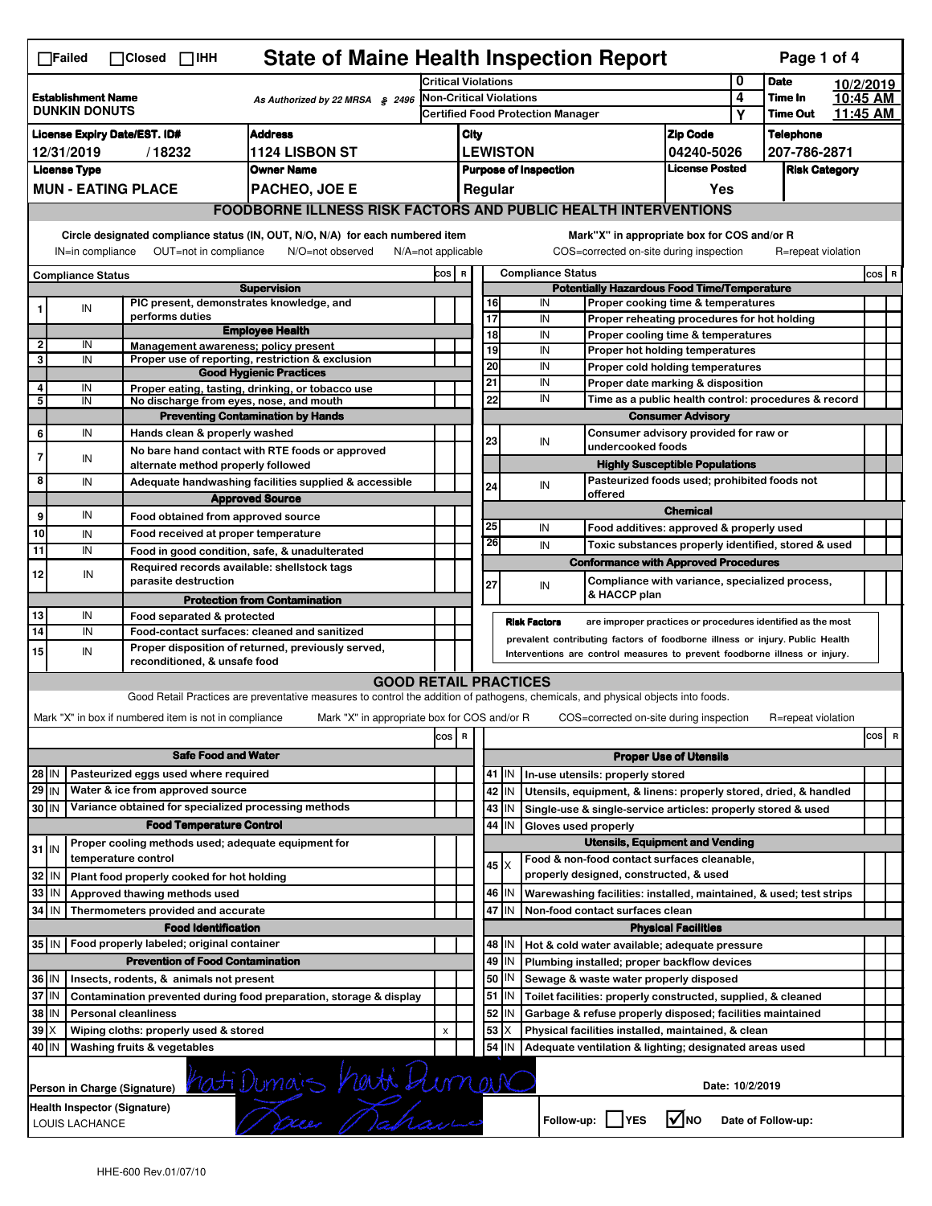☐Failed ☐Closed ☐IHH

# State of Maine Health Inspection Report

| Establishment Name | As Authorized by 22 MRSA § 2496 | | | |
|---|---|---|---|---|
| DUNKIN DONUTS | | Critical Violations | 0 | Date 10/2/2019 |
| | | Non-Critical Violations | 4 | Time In 10:45 AM |
| | | Certified Food Protection Manager | Y | Time Out 11:45 AM |

| License Expiry Date/EST. ID# | Address | City | Zip Code | Telephone |
|---|---|---|---|---|
| 12/31/2019 / 18232 | 1124 LISBON ST | LEWISTON | 04240-5026 | 207-786-2871 |

| License Type | Owner Name | Purpose of Inspection | License Posted | Risk Category |
|---|---|---|---|---|
| MUN - EATING PLACE | PACHEO, JOE E | Regular | Yes | |

## FOODBORNE ILLNESS RISK FACTORS AND PUBLIC HEALTH INTERVENTIONS

Circle designated compliance status (IN, OUT, N/O, N/A) for each numbered item
IN=in compliance OUT=not in compliance N/O=not observed N/A=not applicable

Mark"X" in appropriate box for COS and/or R
COS=corrected on-site during inspection R=repeat violation

| # | Compliance Status | Item | COS | R |
|---|---|---|---|---|
| | | **Supervision** | | |
| 1 | IN | PIC present, demonstrates knowledge, and performs duties | | |
| | | **Employee Health** | | |
| 2 | IN | Management awareness; policy present | | |
| 3 | IN | Proper use of reporting, restriction & exclusion | | |
| | | **Good Hygienic Practices** | | |
| 4 | IN | Proper eating, tasting, drinking, or tobacco use | | |
| 5 | IN | No discharge from eyes, nose, and mouth | | |
| | | **Preventing Contamination by Hands** | | |
| 6 | IN | Hands clean & properly washed | | |
| 7 | IN | No bare hand contact with RTE foods or approved alternate method properly followed | | |
| 8 | IN | Adequate handwashing facilities supplied & accessible | | |
| | | **Approved Source** | | |
| 9 | IN | Food obtained from approved source | | |
| 10 | IN | Food received at proper temperature | | |
| 11 | IN | Food in good condition, safe, & unadulterated | | |
| 12 | IN | Required records available: shellstock tags parasite destruction | | |
| | | **Protection from Contamination** | | |
| 13 | IN | Food separated & protected | | |
| 14 | IN | Food-contact surfaces: cleaned and sanitized | | |
| 15 | IN | Proper disposition of returned, previously served, reconditioned, & unsafe food | | |
| | | **Potentially Hazardous Food Time/Temperature** | | |
| 16 | IN | Proper cooking time & temperatures | | |
| 17 | IN | Proper reheating procedures for hot holding | | |
| 18 | IN | Proper cooling time & temperatures | | |
| 19 | IN | Proper hot holding temperatures | | |
| 20 | IN | Proper cold holding temperatures | | |
| 21 | IN | Proper date marking & disposition | | |
| 22 | IN | Time as a public health control: procedures & record | | |
| | | **Consumer Advisory** | | |
| 23 | IN | Consumer advisory provided for raw or undercooked foods | | |
| | | **Highly Susceptible Populations** | | |
| 24 | IN | Pasteurized foods used; prohibited foods not offered | | |
| | | **Chemical** | | |
| 25 | IN | Food additives: approved & properly used | | |
| 26 | IN | Toxic substances properly identified, stored & used | | |
| | | **Conformance with Approved Procedures** | | |
| 27 | IN | Compliance with variance, specialized process, & HACCP plan | | |

**Risk Factors** are improper practices or procedures identified as the most prevalent contributing factors of foodborne illness or injury. Public Health Interventions are control measures to prevent foodborne illness or injury.

## GOOD RETAIL PRACTICES

Good Retail Practices are preventative measures to control the addition of pathogens, chemicals, and physical objects into foods.

Mark "X" in box if numbered item is not in compliance Mark "X" in appropriate box for COS and/or R COS=corrected on-site during inspection R=repeat violation

| # | Status | Item | COS | R |
|---|---|---|---|---|
| | | **Safe Food and Water** | | |
| 28 | IN | Pasteurized eggs used where required | | |
| 29 | IN | Water & ice from approved source | | |
| 30 | IN | Variance obtained for specialized processing methods | | |
| | | **Food Temperature Control** | | |
| 31 | IN | Proper cooling methods used; adequate equipment for temperature control | | |
| 32 | IN | Plant food properly cooked for hot holding | | |
| 33 | IN | Approved thawing methods used | | |
| 34 | IN | Thermometers provided and accurate | | |
| | | **Food Identification** | | |
| 35 | IN | Food properly labeled; original container | | |
| | | **Prevention of Food Contamination** | | |
| 36 | IN | Insects, rodents, & animals not present | | |
| 37 | IN | Contamination prevented during food preparation, storage & display | | |
| 38 | IN | Personal cleanliness | | |
| 39 | X | Wiping cloths: properly used & stored | x | |
| 40 | IN | Washing fruits & vegetables | | |
| | | **Proper Use of Utensils** | | |
| 41 | IN | In-use utensils: properly stored | | |
| 42 | IN | Utensils, equipment, & linens: properly stored, dried, & handled | | |
| 43 | IN | Single-use & single-service articles: properly stored & used | | |
| 44 | IN | Gloves used properly | | |
| | | **Utensils, Equipment and Vending** | | |
| 45 | X | Food & non-food contact surfaces cleanable, properly designed, constructed, & used | | |
| 46 | IN | Warewashing facilities: installed, maintained, & used; test strips | | |
| 47 | IN | Non-food contact surfaces clean | | |
| | | **Physical Facilities** | | |
| 48 | IN | Hot & cold water available; adequate pressure | | |
| 49 | IN | Plumbing installed; proper backflow devices | | |
| 50 | IN | Sewage & waste water properly disposed | | |
| 51 | IN | Toilet facilities: properly constructed, supplied, & cleaned | | |
| 52 | IN | Garbage & refuse properly disposed; facilities maintained | | |
| 53 | X | Physical facilities installed, maintained, & clean | | |
| 54 | IN | Adequate ventilation & lighting; designated areas used | | |

Person in Charge (Signature): Kati Dumais [signature]

Date: 10/2/2019

Health Inspector (Signature): LOUIS LACHANCE [signature]

Follow-up: ☐ YES ☑ NO Date of Follow-up:

HHE-600 Rev.01/07/10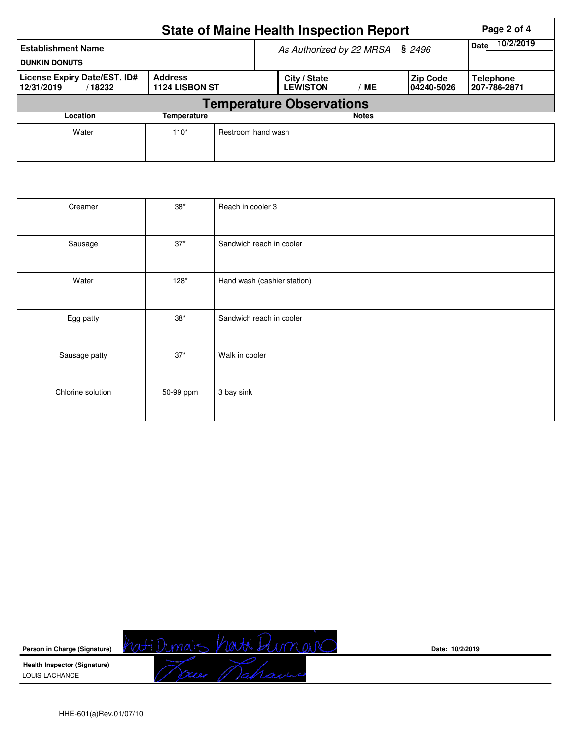# State of Maine Health Inspection Report

| Establishment Name | As Authorized by 22 MRSA § 2496 | | | Date 10/2/2019 |
|---|---|---|---|---|
| DUNKIN DONUTS | | | | |
| License Expiry Date/EST. ID# | Address | City / State | Zip Code | Telephone |
| 12/31/2019 / 18232 | 1124 LISBON ST | LEWISTON / ME | 04240-5026 | 207-786-2871 |

## Temperature Observations

| Location | Temperature | Notes |
|---|---|---|
| Water | 110* | Restroom hand wash |
| Creamer | 38* | Reach in cooler 3 |
| Sausage | 37* | Sandwich reach in cooler |
| Water | 128* | Hand wash (cashier station) |
| Egg patty | 38* | Sandwich reach in cooler |
| Sausage patty | 37* | Walk in cooler |
| Chlorine solution | 50-99 ppm | 3 bay sink |

**Person in Charge (Signature)** Kati Dumais Kati Dumais

**Date:** 10/2/2019

**Health Inspector (Signature)**
LOUIS LACHANCE

HHE-601(a)Rev.01/07/10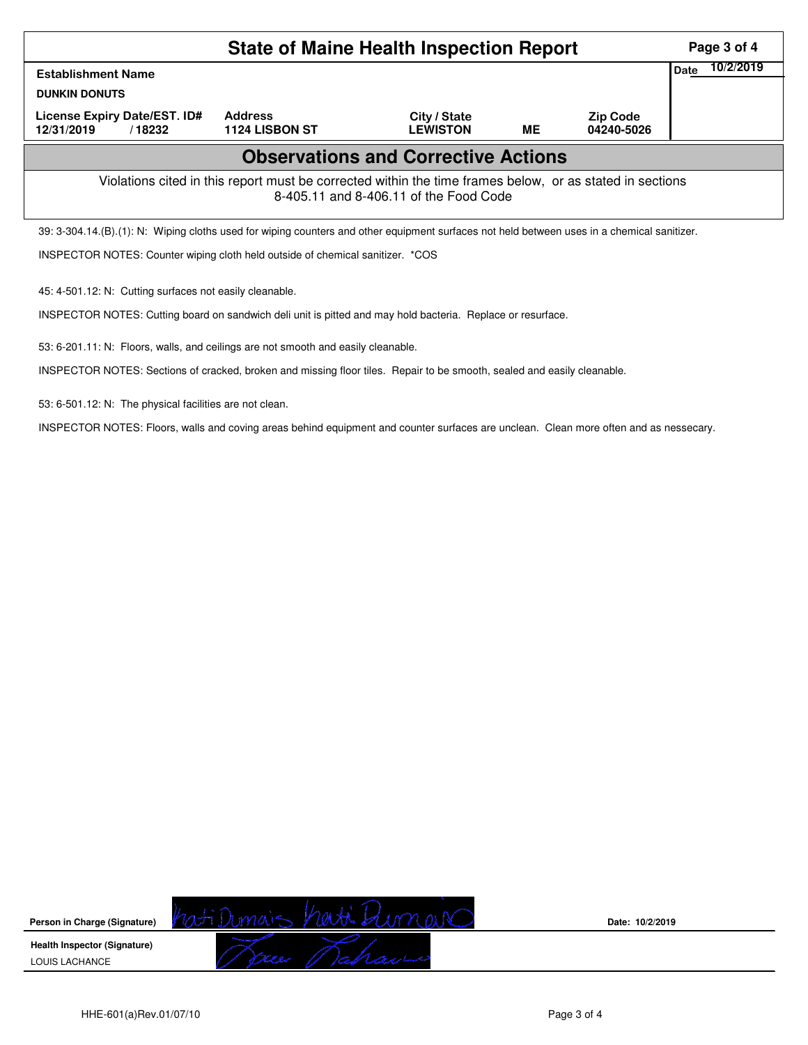# State of Maine Health Inspection Report

| Establishment Name | | | | | Date 10/2/2019 |
|---|---|---|---|---|---|
| DUNKIN DONUTS | | | | | |
| License Expiry Date/EST. ID# | Address | City / State | | Zip Code | |
| 12/31/2019 / 18232 | 1124 LISBON ST | LEWISTON | ME | 04240-5026 | |

## Observations and Corrective Actions

Violations cited in this report must be corrected within the time frames below, or as stated in sections 8-405.11 and 8-406.11 of the Food Code

39: 3-304.14.(B).(1): N: Wiping cloths used for wiping counters and other equipment surfaces not held between uses in a chemical sanitizer.

INSPECTOR NOTES: Counter wiping cloth held outside of chemical sanitizer. *COS

45: 4-501.12: N: Cutting surfaces not easily cleanable.

INSPECTOR NOTES: Cutting board on sandwich deli unit is pitted and may hold bacteria. Replace or resurface.

53: 6-201.11: N: Floors, walls, and ceilings are not smooth and easily cleanable.

INSPECTOR NOTES: Sections of cracked, broken and missing floor tiles. Repair to be smooth, sealed and easily cleanable.

53: 6-501.12: N: The physical facilities are not clean.

INSPECTOR NOTES: Floors, walls and coving areas behind equipment and counter surfaces are unclean. Clean more often and as nessecary.

**Person in Charge (Signature)** Kati Dumais Kati Dumais **Date:** 10/2/2019

**Health Inspector (Signature)**
LOUIS LACHANCE

HHE-601(a)Rev.01/07/10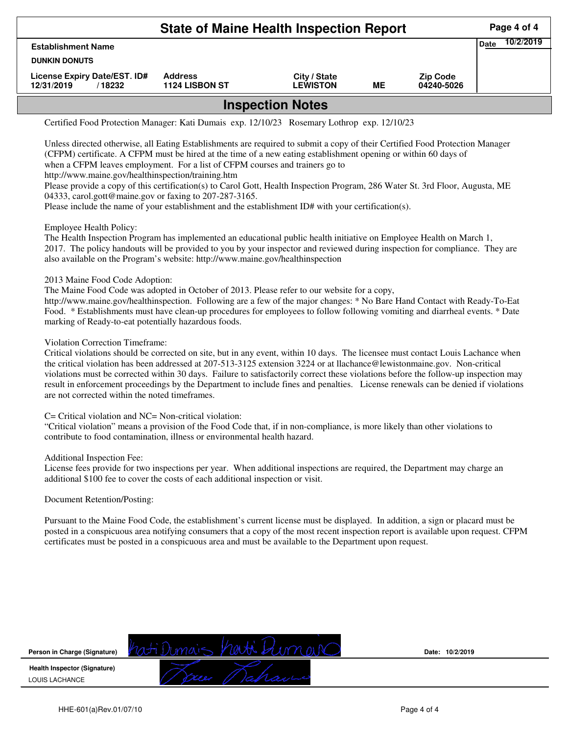# State of Maine Health Inspection Report

| Establishment Name | | | | | Date 10/2/2019 |
|---|---|---|---|---|---|
| DUNKIN DONUTS | | | | | |
| License Expiry Date/EST. ID# | Address | City / State | | Zip Code | |
| 12/31/2019 / 18232 | 1124 LISBON ST | LEWISTON | ME | 04240-5026 | |

## Inspection Notes

Certified Food Protection Manager: Kati Dumais exp. 12/10/23 Rosemary Lothrop exp. 12/10/23

Unless directed otherwise, all Eating Establishments are required to submit a copy of their Certified Food Protection Manager (CFPM) certificate. A CFPM must be hired at the time of a new eating establishment opening or within 60 days of when a CFPM leaves employment. For a list of CFPM courses and trainers go to http://www.maine.gov/healthinspection/training.htm
Please provide a copy of this certification(s) to Carol Gott, Health Inspection Program, 286 Water St. 3rd Floor, Augusta, ME 04333, carol.gott@maine.gov or faxing to 207-287-3165.
Please include the name of your establishment and the establishment ID# with your certification(s).

Employee Health Policy:
The Health Inspection Program has implemented an educational public health initiative on Employee Health on March 1, 2017. The policy handouts will be provided to you by your inspector and reviewed during inspection for compliance. They are also available on the Program's website: http://www.maine.gov/healthinspection

2013 Maine Food Code Adoption:
The Maine Food Code was adopted in October of 2013. Please refer to our website for a copy, http://www.maine.gov/healthinspection. Following are a few of the major changes: * No Bare Hand Contact with Ready-To-Eat Food. * Establishments must have clean-up procedures for employees to follow following vomiting and diarrheal events. * Date marking of Ready-to-eat potentially hazardous foods.

Violation Correction Timeframe:
Critical violations should be corrected on site, but in any event, within 10 days. The licensee must contact Louis Lachance when the critical violation has been addressed at 207-513-3125 extension 3224 or at llachance@lewistonmaine.gov. Non-critical violations must be corrected within 30 days. Failure to satisfactorily correct these violations before the follow-up inspection may result in enforcement proceedings by the Department to include fines and penalties. License renewals can be denied if violations are not corrected within the noted timeframes.

C= Critical violation and NC= Non-critical violation:
"Critical violation" means a provision of the Food Code that, if in non-compliance, is more likely than other violations to contribute to food contamination, illness or environmental health hazard.

Additional Inspection Fee:
License fees provide for two inspections per year. When additional inspections are required, the Department may charge an additional $100 fee to cover the costs of each additional inspection or visit.

Document Retention/Posting:

Pursuant to the Maine Food Code, the establishment's current license must be displayed. In addition, a sign or placard must be posted in a conspicuous area notifying consumers that a copy of the most recent inspection report is available upon request. CFPM certificates must be posted in a conspicuous area and must be available to the Department upon request.

**Person in Charge (Signature)** Kati Dumais Kati Dumais **Date: 10/2/2019**

**Health Inspector (Signature)**
LOUIS LACHANCE

HHE-601(a)Rev.01/07/10